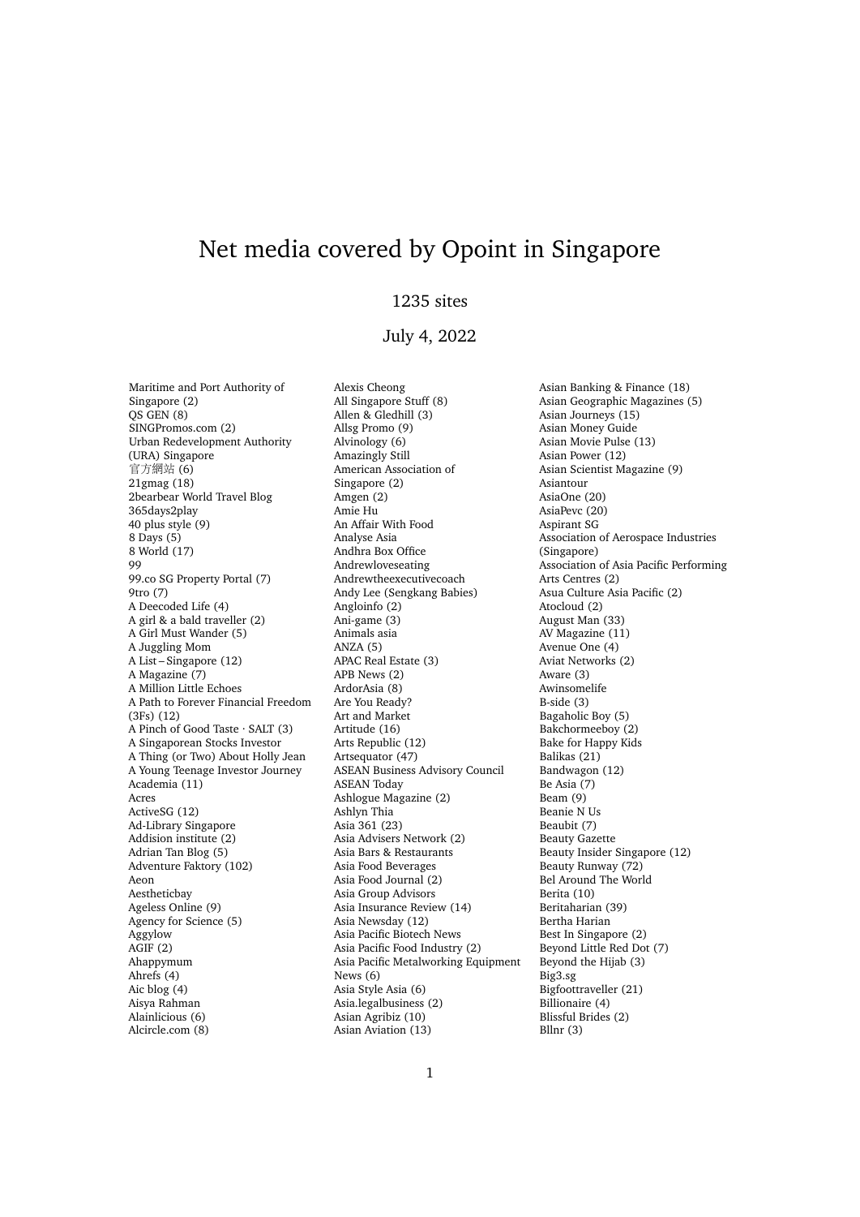# Net media covered by Opoint in Singapore

1235 sites

July 4, 2022

Maritime and Port Authority of Singapore (2)
QS GEN (8)
SINGPromos.com (2)
Urban Redevelopment Authority (URA) Singapore
官方網站 (6)
21gmag (18)
2bearbear World Travel Blog
365days2play
40 plus style (9)
8 Days (5)
8 World (17)
99
99.co SG Property Portal (7)
9tro (7)
A Deecoded Life (4)
A girl & a bald traveller (2)
A Girl Must Wander (5)
A Juggling Mom
A List – Singapore (12)
A Magazine (7)
A Million Little Echoes
A Path to Forever Financial Freedom (3Fs) (12)
A Pinch of Good Taste · SALT (3)
A Singaporean Stocks Investor
A Thing (or Two) About Holly Jean
A Young Teenage Investor Journey
Academia (11)
Acres
ActiveSG (12)
Ad-Library Singapore
Addision institute (2)
Adrian Tan Blog (5)
Adventure Faktory (102)
Aeon
Aestheticbay
Ageless Online (9)
Agency for Science (5)
Aggylow
AGIF (2)
Ahappymum
Ahrefs (4)
Aic blog (4)
Aisya Rahman
Alainlicious (6)
Alcircle.com (8)
Alexis Cheong
All Singapore Stuff (8)
Allen & Gledhill (3)
Allsg Promo (9)
Alvinology (6)
Amazingly Still
American Association of Singapore (2)
Amgen (2)
Amie Hu
An Affair With Food
Analyse Asia
Andhra Box Office
Andrewloveseating
Andrewtheexecutivecoach
Andy Lee (Sengkang Babies)
Angloinfo (2)
Ani-game (3)
Animals asia
ANZA (5)
APAC Real Estate (3)
APB News (2)
ArdorAsia (8)
Are You Ready?
Art and Market
Artitude (16)
Arts Republic (12)
Artsequator (47)
ASEAN Business Advisory Council
ASEAN Today
Ashlogue Magazine (2)
Ashlyn Thia
Asia 361 (23)
Asia Advisers Network (2)
Asia Bars & Restaurants
Asia Food Beverages
Asia Food Journal (2)
Asia Group Advisors
Asia Insurance Review (14)
Asia Newsday (12)
Asia Pacific Biotech News
Asia Pacific Food Industry (2)
Asia Pacific Metalworking Equipment News (6)
Asia Style Asia (6)
Asia.legalbusiness (2)
Asian Agribiz (10)
Asian Aviation (13)
Asian Banking & Finance (18)
Asian Geographic Magazines (5)
Asian Journeys (15)
Asian Money Guide
Asian Movie Pulse (13)
Asian Power (12)
Asian Scientist Magazine (9)
Asiantour
AsiaOne (20)
AsiaPevc (20)
Aspirant SG
Association of Aerospace Industries (Singapore)
Association of Asia Pacific Performing Arts Centres (2)
Asua Culture Asia Pacific (2)
Atocloud (2)
August Man (33)
AV Magazine (11)
Avenue One (4)
Aviat Networks (2)
Aware (3)
Awinsomelife
B-side (3)
Bagaholic Boy (5)
Bakchormeeboy (2)
Bake for Happy Kids
Balikas (21)
Bandwagon (12)
Be Asia (7)
Beam (9)
Beanie N Us
Beaubit (7)
Beauty Gazette
Beauty Insider Singapore (12)
Beauty Runway (72)
Bel Around The World
Berita (10)
Beritaharian (39)
Bertha Harian
Best In Singapore (2)
Beyond Little Red Dot (7)
Beyond the Hijab (3)
Big3.sg
Bigfoottraveller (21)
Billionaire (4)
Blissful Brides (2)
Bllnr (3)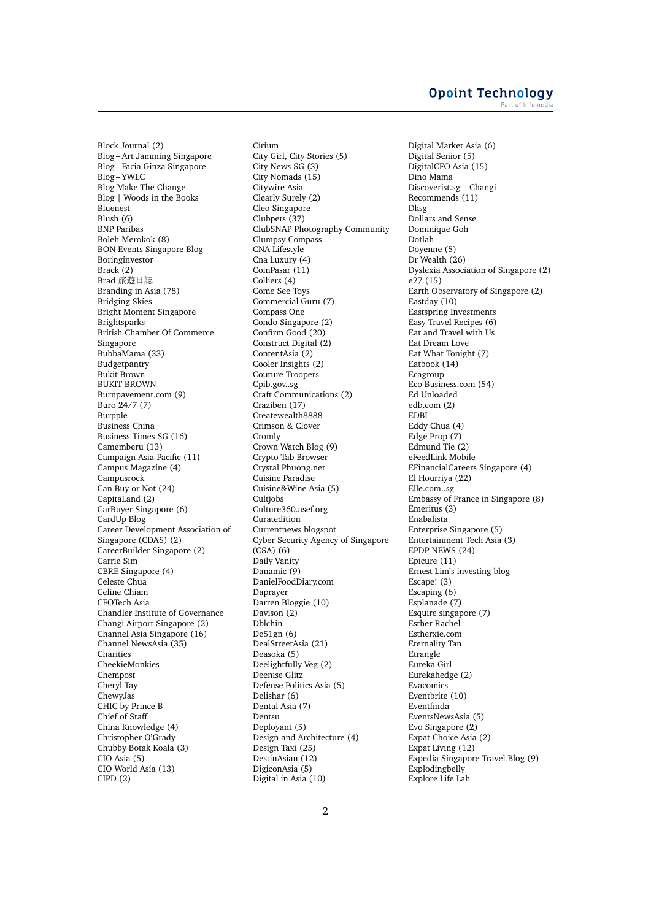Block Journal (2)
Blog – Art Jamming Singapore
Blog – Facia Ginza Singapore
Blog – YWLC
Blog Make The Change
Blog | Woods in the Books
Bluenest
Blush (6)
BNP Paribas
Boleh Merokok (8)
BON Events Singapore Blog
Boringinvestor
Brack (2)
Brad 旅遊日誌
Branding in Asia (78)
Bridging Skies
Bright Moment Singapore
Brightsparks
British Chamber Of Commerce Singapore
BubbaMama (33)
Budgetpantry
Bukit Brown
BUKIT BROWN
Burnpavement.com (9)
Buro 24/7 (7)
Burpple
Business China
Business Times SG (16)
Camemberu (13)
Campaign Asia-Pacific (11)
Campus Magazine (4)
Campusrock
Can Buy or Not (24)
CapitaLand (2)
CarBuyer Singapore (6)
CardUp Blog
Career Development Association of Singapore (CDAS) (2)
CareerBuilder Singapore (2)
Carrie Sim
CBRE Singapore (4)
Celeste Chua
Celine Chiam
CFOTech Asia
Chandler Institute of Governance
Changi Airport Singapore (2)
Channel Asia Singapore (16)
Channel NewsAsia (35)
Charities
CheekieMonkies
Chempost
Cheryl Tay
ChewyJas
CHIC by Prince B
Chief of Staff
China Knowledge (4)
Christopher O'Grady
Chubby Botak Koala (3)
CIO Asia (5)
CIO World Asia (13)
CIPD (2)
Cirium
City Girl, City Stories (5)
City News SG (3)
City Nomads (15)
Citywire Asia
Clearly Surely (2)
Cleo Singapore
Clubpets (37)
ClubSNAP Photography Community
Clumpsy Compass
CNA Lifestyle
Cna Luxury (4)
CoinPasar (11)
Colliers (4)
Come See Toys
Commercial Guru (7)
Compass One
Condo Singapore (2)
Confirm Good (20)
Construct Digital (2)
ContentAsia (2)
Cooler Insights (2)
Couture Troopers
Cpib.gov..sg
Craft Communications (2)
Craziben (17)
Createwealth8888
Crimson & Clover
Cromly
Crown Watch Blog (9)
Crypto Tab Browser
Crystal Phuong.net
Cuisine Paradise
Cuisine&Wine Asia (5)
Cultjobs
Culture360.asef.org
Curatedition
Currentnews blogspot
Cyber Security Agency of Singapore (CSA) (6)
Daily Vanity
Danamic (9)
DanielFoodDiary.com
Daprayer
Darren Bloggie (10)
Davison (2)
Dblchin
De51gn (6)
DealStreetAsia (21)
Deasoka (5)
Deelightfully Veg (2)
Deenise Glitz
Defense Politics Asia (5)
Delishar (6)
Dental Asia (7)
Dentsu
Deployant (5)
Design and Architecture (4)
Design Taxi (25)
DestinAsian (12)
DigiconAsia (5)
Digital in Asia (10)
Digital Market Asia (6)
Digital Senior (5)
DigitalCFO Asia (15)
Dino Mama
Discoverist.sg – Changi Recommends (11)
Dksg
Dollars and Sense
Dominique Goh
Dotlah
Doyenne (5)
Dr Wealth (26)
Dyslexia Association of Singapore (2)
e27 (15)
Earth Observatory of Singapore (2)
Eastday (10)
Eastspring Investments
Easy Travel Recipes (6)
Eat and Travel with Us
Eat Dream Love
Eat What Tonight (7)
Eatbook (14)
Ecagroup
Eco Business.com (54)
Ed Unloaded
edb.com (2)
EDBI
Eddy Chua (4)
Edge Prop (7)
Edmund Tie (2)
eFeedLink Mobile
EFinancialCareers Singapore (4)
El Hourriya (22)
Elle.com..sg
Embassy of France in Singapore (8)
Emeritus (3)
Enabalista
Enterprise Singapore (5)
Entertainment Tech Asia (3)
EPDP NEWS (24)
Epicure (11)
Ernest Lim's investing blog
Escape! (3)
Escaping (6)
Esplanade (7)
Esquire singapore (7)
Esther Rachel
Estherxie.com
Eternality Tan
Etrangle
Eureka Girl
Eurekahedge (2)
Evacomics
Eventbrite (10)
Eventfinda
EventsNewsAsia (5)
Evo Singapore (2)
Expat Choice Asia (2)
Expat Living (12)
Expedia Singapore Travel Blog (9)
Explodingbelly
Explore Life Lah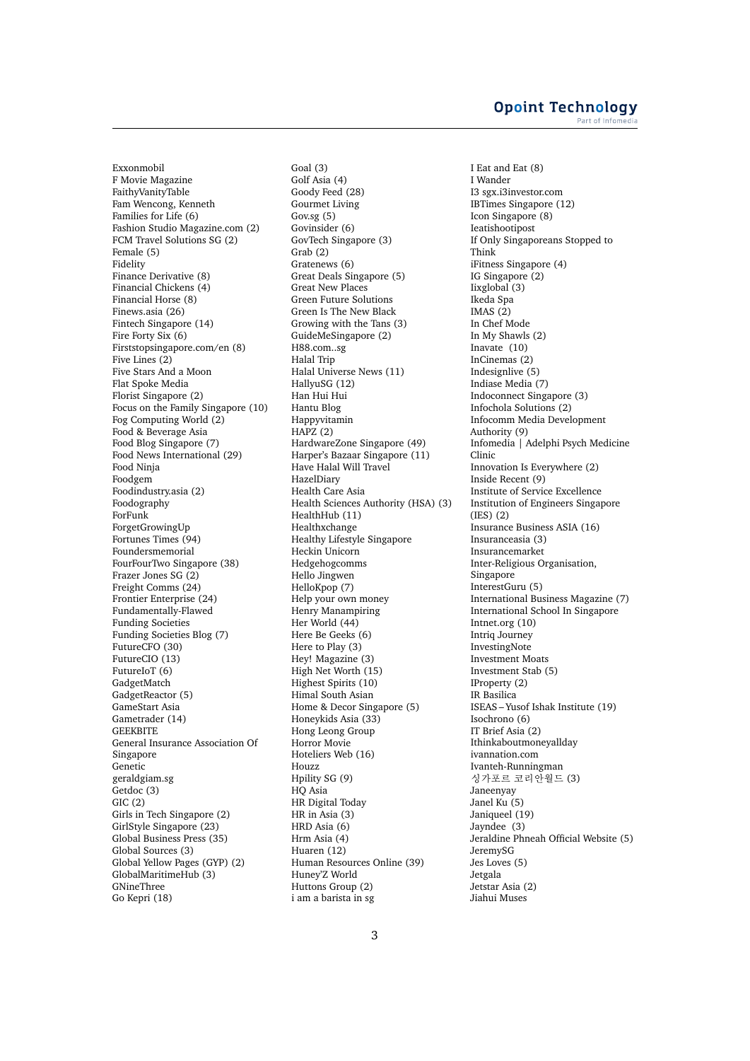Exxonmobil
F Movie Magazine
FaithyVanityTable
Fam Wencong, Kenneth
Families for Life (6)
Fashion Studio Magazine.com (2)
FCM Travel Solutions SG (2)
Female (5)
Fidelity
Finance Derivative (8)
Financial Chickens (4)
Financial Horse (8)
Finews.asia (26)
Fintech Singapore (14)
Fire Forty Six (6)
Firststopsingapore.com/en (8)
Five Lines (2)
Five Stars And a Moon
Flat Spoke Media
Florist Singapore (2)
Focus on the Family Singapore (10)
Fog Computing World (2)
Food & Beverage Asia
Food Blog Singapore (7)
Food News International (29)
Food Ninja
Foodgem
Foodindustry.asia (2)
Foodography
ForFunk
ForgetGrowingUp
Fortunes Times (94)
Foundersmemorial
FourFourTwo Singapore (38)
Frazer Jones SG (2)
Freight Comms (24)
Frontier Enterprise (24)
Fundamentally-Flawed
Funding Societies
Funding Societies Blog (7)
FutureCFO (30)
FutureCIO (13)
FutureIoT (6)
GadgetMatch
GadgetReactor (5)
GameStart Asia
Gametrader (14)
GEEKBITE
General Insurance Association Of Singapore
Genetic
geraldgiam.sg
Getdoc (3)
GIC (2)
Girls in Tech Singapore (2)
GirlStyle Singapore (23)
Global Business Press (35)
Global Sources (3)
Global Yellow Pages (GYP) (2)
GlobalMaritimeHub (3)
GNineThree
Go Kepri (18)
Goal (3)
Golf Asia (4)
Goody Feed (28)
Gourmet Living
Gov.sg (5)
Govinsider (6)
GovTech Singapore (3)
Grab (2)
Gratenews (6)
Great Deals Singapore (5)
Great New Places
Green Future Solutions
Green Is The New Black
Growing with the Tans (3)
GuideMeSingapore (2)
H88.com..sg
Halal Trip
Halal Universe News (11)
HallyuSG (12)
Han Hui Hui
Hantu Blog
Happyvitamin
HAPZ (2)
HardwareZone Singapore (49)
Harper's Bazaar Singapore (11)
Have Halal Will Travel
HazelDiary
Health Care Asia
Health Sciences Authority (HSA) (3)
HealthHub (11)
Healthxchange
Healthy Lifestyle Singapore
Heckin Unicorn
Hedgehogcomms
Hello Jingwen
HelloKpop (7)
Help your own money
Henry Manampiring
Her World (44)
Here Be Geeks (6)
Here to Play (3)
Hey! Magazine (3)
High Net Worth (15)
Highest Spirits (10)
Himal South Asian
Home & Decor Singapore (5)
Honeykids Asia (33)
Hong Leong Group
Horror Movie
Hoteliers Web (16)
Houzz
Hpility SG (9)
HQ Asia
HR Digital Today
HR in Asia (3)
HRD Asia (6)
Hrm Asia (4)
Huaren (12)
Human Resources Online (39)
Huney'Z World
Huttons Group (2)
i am a barista in sg
I Eat and Eat (8)
I Wander
I3 sgx.i3investor.com
IBTimes Singapore (12)
Icon Singapore (8)
Ieatishootipost
If Only Singaporeans Stopped to Think
iFitness Singapore (4)
IG Singapore (2)
Iixglobal (3)
Ikeda Spa
IMAS (2)
In Chef Mode
In My Shawls (2)
Inavate (10)
InCinemas (2)
Indesignlive (5)
Indiase Media (7)
Indoconnect Singapore (3)
Infochola Solutions (2)
Infocomm Media Development Authority (9)
Infomedia | Adelphi Psych Medicine Clinic
Innovation Is Everywhere (2)
Inside Recent (9)
Institute of Service Excellence
Institution of Engineers Singapore (IES) (2)
Insurance Business ASIA (16)
Insuranceasia (3)
Insurancemarket
Inter-Religious Organisation, Singapore
InterestGuru (5)
International Business Magazine (7)
International School In Singapore
Intnet.org (10)
Intriq Journey
InvestingNote
Investment Moats
Investment Stab (5)
IProperty (2)
IR Basilica
ISEAS – Yusof Ishak Institute (19)
Isochrono (6)
IT Brief Asia (2)
Ithinkaboutmoneyallday
ivannation.com
Ivanteh-Runningman
싱가포르 코리안월드 (3)
Janeenyay
Janel Ku (5)
Janiqueel (19)
Jayndee (3)
Jeraldine Phneah Official Website (5)
JeremySG
Jes Loves (5)
Jetgala
Jetstar Asia (2)
Jiahui Muses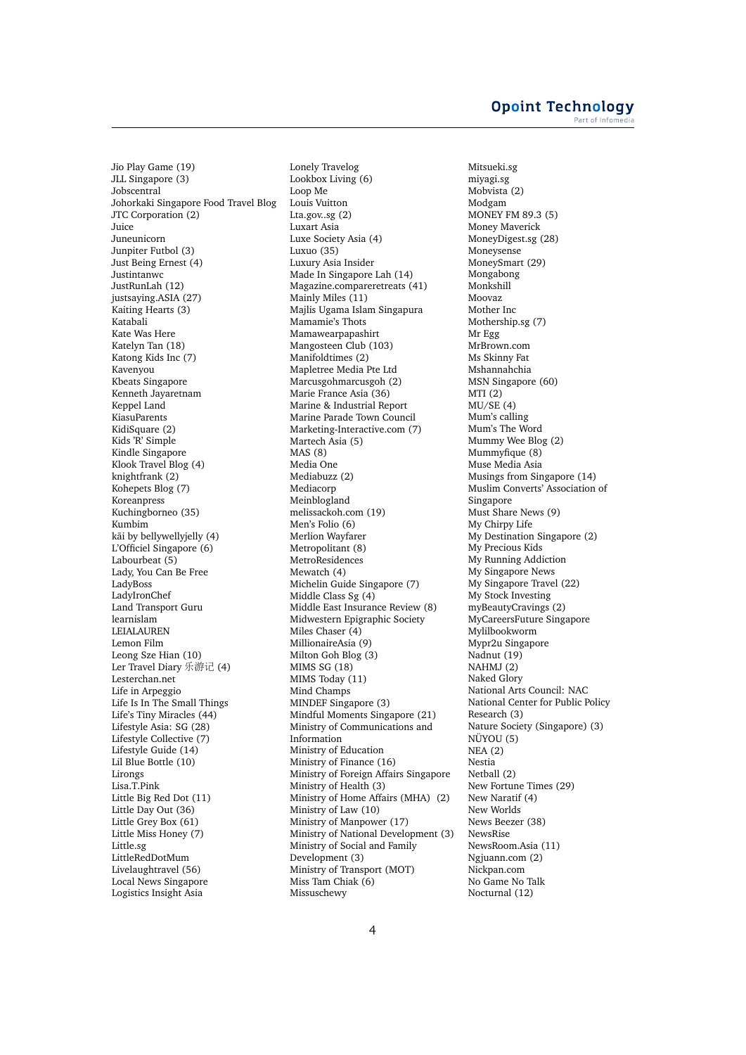Jio Play Game (19)
JLL Singapore (3)
Jobscentral
Johorkaki Singapore Food Travel Blog
JTC Corporation (2)
Juice
Juneunicorn
Junpiter Futbol (3)
Just Being Ernest (4)
Justintanwc
JustRunLah (12)
justsaying.ASIA (27)
Kaiting Hearts (3)
Katabali
Kate Was Here
Katelyn Tan (18)
Katong Kids Inc (7)
Kavenyou
Kbeats Singapore
Kenneth Jayaretnam
Keppel Land
KiasuParents
KidiSquare (2)
Kids 'R' Simple
Kindle Singapore
Klook Travel Blog (4)
knightfrank (2)
Kohepets Blog (7)
Koreanpress
Kuchingborneo (35)
Kumbim
kāi by bellywellyjelly (4)
L'Officiel Singapore (6)
Labourbeat (5)
Lady, You Can Be Free
LadyBoss
LadyIronChef
Land Transport Guru
learnislam
LEIALAUREN
Lemon Film
Leong Sze Hian (10)
Ler Travel Diary 乐游记 (4)
Lesterchan.net
Life in Arpeggio
Life Is In The Small Things
Life's Tiny Miracles (44)
Lifestyle Asia: SG (28)
Lifestyle Collective (7)
Lifestyle Guide (14)
Lil Blue Bottle (10)
Lirongs
Lisa.T.Pink
Little Big Red Dot (11)
Little Day Out (36)
Little Grey Box (61)
Little Miss Honey (7)
Little.sg
LittleRedDotMum
Livelaughtravel (56)
Local News Singapore
Logistics Insight Asia
Lonely Travelog
Lookbox Living (6)
Loop Me
Louis Vuitton
Lta.gov..sg (2)
Luxart Asia
Luxe Society Asia (4)
Luxuo (35)
Luxury Asia Insider
Made In Singapore Lah (14)
Magazine.compareretreats (41)
Mainly Miles (11)
Majlis Ugama Islam Singapura
Mamamie's Thots
Mamawearpapashirt
Mangosteen Club (103)
Manifoldtimes (2)
Mapletree Media Pte Ltd
Marcusgohmarcusgoh (2)
Marie France Asia (36)
Marine & Industrial Report
Marine Parade Town Council
Marketing-Interactive.com (7)
Martech Asia (5)
MAS (8)
Media One
Mediabuzz (2)
Mediacorp
Meinblogland
melissackoh.com (19)
Men's Folio (6)
Merlion Wayfarer
Metropolitant (8)
MetroResidences
Mewatch (4)
Michelin Guide Singapore (7)
Middle Class Sg (4)
Middle East Insurance Review (8)
Midwestern Epigraphic Society
Miles Chaser (4)
MillionaireAsia (9)
Milton Goh Blog (3)
MIMS SG (18)
MIMS Today (11)
Mind Champs
MINDEF Singapore (3)
Mindful Moments Singapore (21)
Ministry of Communications and Information
Ministry of Education
Ministry of Finance (16)
Ministry of Foreign Affairs Singapore
Ministry of Health (3)
Ministry of Home Affairs (MHA) (2)
Ministry of Law (10)
Ministry of Manpower (17)
Ministry of National Development (3)
Ministry of Social and Family Development (3)
Ministry of Transport (MOT)
Miss Tam Chiak (6)
Missuschewy
Mitsueki.sg
miyagi.sg
Mobvista (2)
Modgam
MONEY FM 89.3 (5)
Money Maverick
MoneyDigest.sg (28)
Moneysense
MoneySmart (29)
Mongabong
Monkshill
Moovaz
Mother Inc
Mothership.sg (7)
Mr Egg
MrBrown.com
Ms Skinny Fat
Mshannahchia
MSN Singapore (60)
MTI (2)
MU/SE (4)
Mum's calling
Mum's The Word
Mummy Wee Blog (2)
Mummyfique (8)
Muse Media Asia
Musings from Singapore (14)
Muslim Converts' Association of Singapore
Must Share News (9)
My Chirpy Life
My Destination Singapore (2)
My Precious Kids
My Running Addiction
My Singapore News
My Singapore Travel (22)
My Stock Investing
myBeautyCravings (2)
MyCareersFuture Singapore
Mylilbookworm
Mypr2u Singapore
Nadnut (19)
NAHMJ (2)
Naked Glory
National Arts Council: NAC
National Center for Public Policy Research (3)
Nature Society (Singapore) (3)
NÜYOU (5)
NEA (2)
Nestia
Netball (2)
New Fortune Times (29)
New Naratif (4)
New Worlds
News Beezer (38)
NewsRise
NewsRoom.Asia (11)
Ngjuann.com (2)
Nickpan.com
No Game No Talk
Nocturnal (12)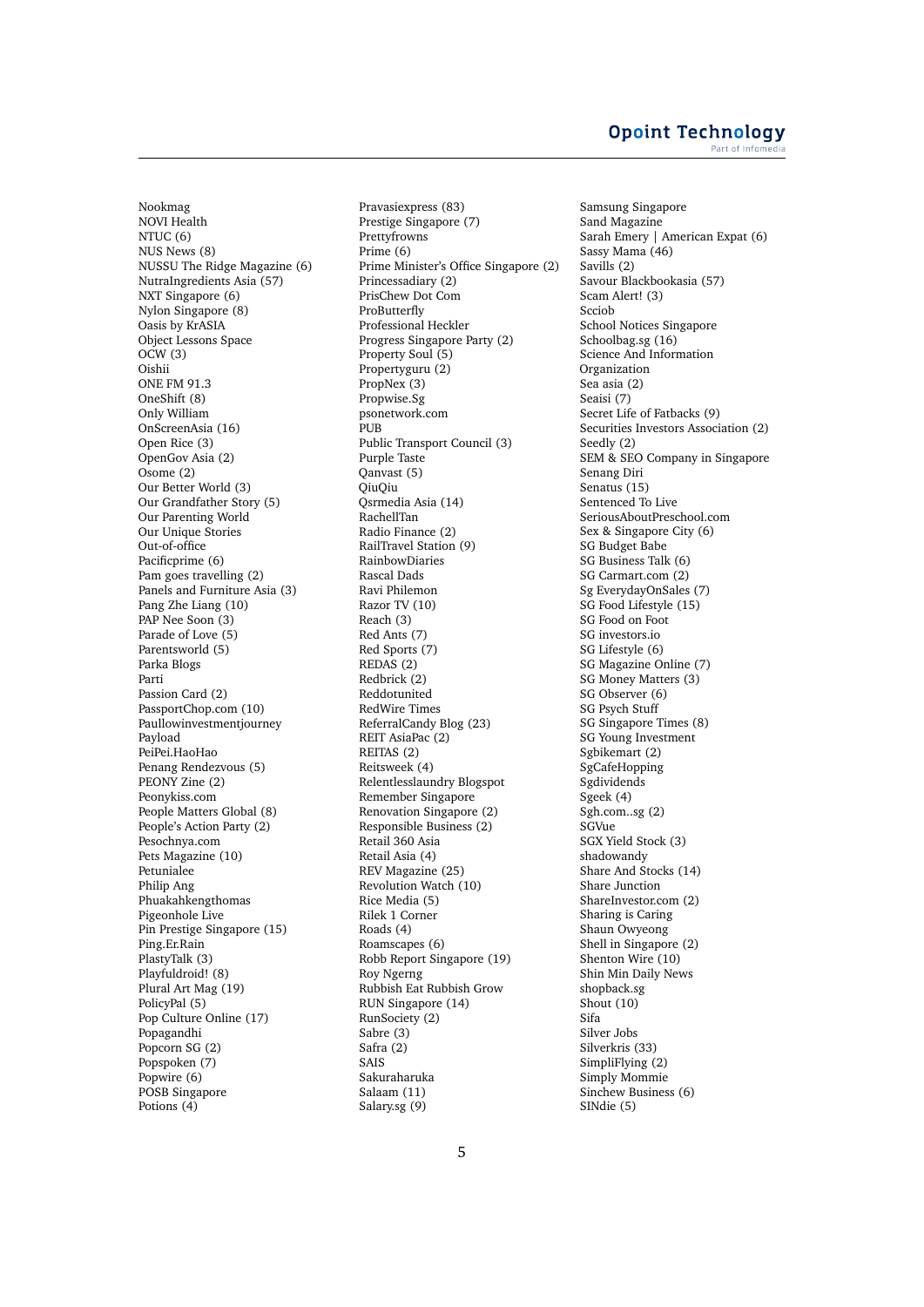Nookmag
NOVI Health
NTUC (6)
NUS News (8)
NUSSU The Ridge Magazine (6)
NutraIngredients Asia (57)
NXT Singapore (6)
Nylon Singapore (8)
Oasis by KrASIA
Object Lessons Space
OCW (3)
Oishii
ONE FM 91.3
OneShift (8)
Only William
OnScreenAsia (16)
Open Rice (3)
OpenGov Asia (2)
Osome (2)
Our Better World (3)
Our Grandfather Story (5)
Our Parenting World
Our Unique Stories
Out-of-office
Pacificprime (6)
Pam goes travelling (2)
Panels and Furniture Asia (3)
Pang Zhe Liang (10)
PAP Nee Soon (3)
Parade of Love (5)
Parentsworld (5)
Parka Blogs
Parti
Passion Card (2)
PassportChop.com (10)
Paullowinvestmentjourney
Payload
PeiPei.HaoHao
Penang Rendezvous (5)
PEONY Zine (2)
Peonykiss.com
People Matters Global (8)
People's Action Party (2)
Pesochnya.com
Pets Magazine (10)
Petunialee
Philip Ang
Phuakahkengthomas
Pigeonhole Live
Pin Prestige Singapore (15)
Ping.Er.Rain
PlastyTalk (3)
Playfuldroid! (8)
Plural Art Mag (19)
PolicyPal (5)
Pop Culture Online (17)
Popagandhi
Popcorn SG (2)
Popspoken (7)
Popwire (6)
POSB Singapore
Potions (4)
Pravasiexpress (83)
Prestige Singapore (7)
Prettyfrowns
Prime (6)
Prime Minister's Office Singapore (2)
Princessadiary (2)
PrisChew Dot Com
ProButterfly
Professional Heckler
Progress Singapore Party (2)
Property Soul (5)
Propertyguru (2)
PropNex (3)
Propwise.Sg
psonetwork.com
PUB
Public Transport Council (3)
Purple Taste
Qanvast (5)
QiuQiu
Qsrmedia Asia (14)
RachellTan
Radio Finance (2)
RailTravel Station (9)
RainbowDiaries
Rascal Dads
Ravi Philemon
Razor TV (10)
Reach (3)
Red Ants (7)
Red Sports (7)
REDAS (2)
Redbrick (2)
Reddotunited
RedWire Times
ReferralCandy Blog (23)
REIT AsiaPac (2)
REITAS (2)
Reitsweek (4)
Relentlesslaundry Blogspot
Remember Singapore
Renovation Singapore (2)
Responsible Business (2)
Retail 360 Asia
Retail Asia (4)
REV Magazine (25)
Revolution Watch (10)
Rice Media (5)
Rilek 1 Corner
Roads (4)
Roamscapes (6)
Robb Report Singapore (19)
Roy Ngerng
Rubbish Eat Rubbish Grow
RUN Singapore (14)
RunSociety (2)
Sabre (3)
Safra (2)
SAIS
Sakuraharuka
Salaam (11)
Salary.sg (9)
Samsung Singapore
Sand Magazine
Sarah Emery | American Expat (6)
Sassy Mama (46)
Savills (2)
Savour Blackbookasia (57)
Scam Alert! (3)
Scciob
School Notices Singapore
Schoolbag.sg (16)
Science And Information Organization
Sea asia (2)
Seaisi (7)
Secret Life of Fatbacks (9)
Securities Investors Association (2)
Seedly (2)
SEM & SEO Company in Singapore
Senang Diri
Senatus (15)
Sentenced To Live
SeriousAboutPreschool.com
Sex & Singapore City (6)
SG Budget Babe
SG Business Talk (6)
SG Carmart.com (2)
Sg EverydayOnSales (7)
SG Food Lifestyle (15)
SG Food on Foot
SG investors.io
SG Lifestyle (6)
SG Magazine Online (7)
SG Money Matters (3)
SG Observer (6)
SG Psych Stuff
SG Singapore Times (8)
SG Young Investment
Sgbikemart (2)
SgCafeHopping
Sgdividends
Sgeek (4)
Sgh.com..sg (2)
SGVue
SGX Yield Stock (3)
shadowandy
Share And Stocks (14)
Share Junction
ShareInvestor.com (2)
Sharing is Caring
Shaun Owyeong
Shell in Singapore (2)
Shenton Wire (10)
Shin Min Daily News
shopback.sg
Shout (10)
Sifa
Silver Jobs
Silverkris (33)
SimpliFlying (2)
Simply Mommie
Sinchew Business (6)
SINdie (5)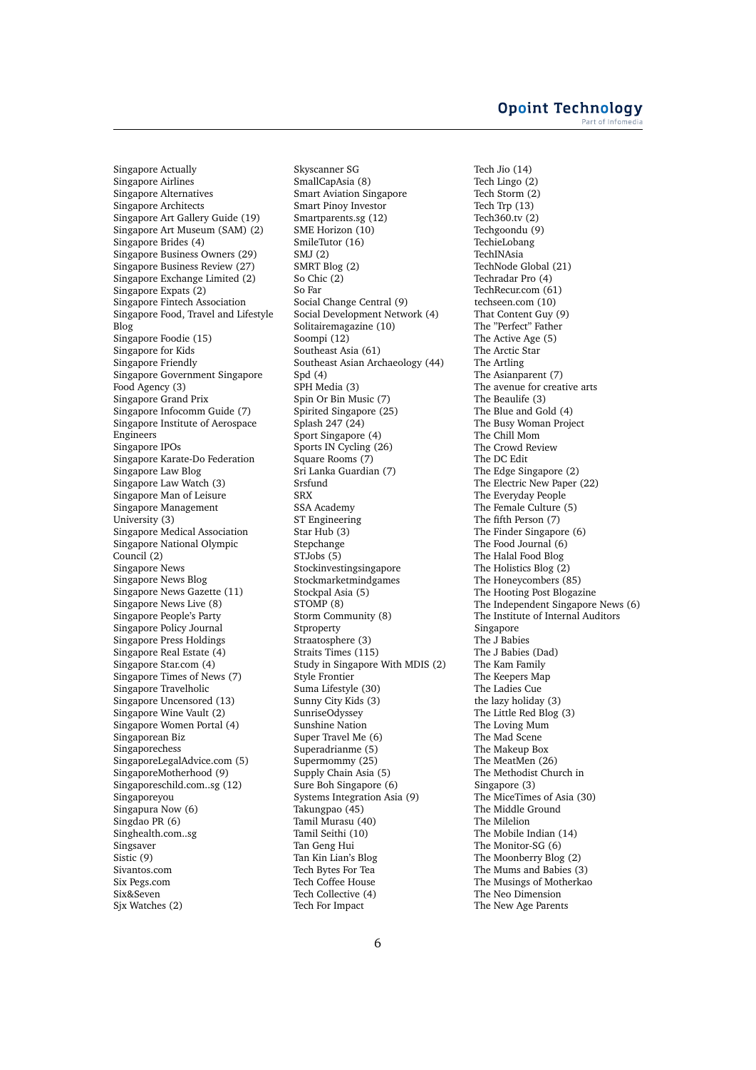Singapore Actually
Singapore Airlines
Singapore Alternatives
Singapore Architects
Singapore Art Gallery Guide (19)
Singapore Art Museum (SAM) (2)
Singapore Brides (4)
Singapore Business Owners (29)
Singapore Business Review (27)
Singapore Exchange Limited (2)
Singapore Expats (2)
Singapore Fintech Association
Singapore Food, Travel and Lifestyle Blog
Singapore Foodie (15)
Singapore for Kids
Singapore Friendly
Singapore Government Singapore Food Agency (3)
Singapore Grand Prix
Singapore Infocomm Guide (7)
Singapore Institute of Aerospace Engineers
Singapore IPOs
Singapore Karate-Do Federation
Singapore Law Blog
Singapore Law Watch (3)
Singapore Man of Leisure
Singapore Management University (3)
Singapore Medical Association
Singapore National Olympic Council (2)
Singapore News
Singapore News Blog
Singapore News Gazette (11)
Singapore News Live (8)
Singapore People's Party
Singapore Policy Journal
Singapore Press Holdings
Singapore Real Estate (4)
Singapore Star.com (4)
Singapore Times of News (7)
Singapore Travelholic
Singapore Uncensored (13)
Singapore Wine Vault (2)
Singapore Women Portal (4)
Singaporean Biz
Singaporechess
SingaporeLegalAdvice.com (5)
SingaporeMotherhood (9)
Singaporeschild.com..sg (12)
Singaporeyou
Singapura Now (6)
Singdao PR (6)
Singhealth.com..sg
Singsaver
Sistic (9)
Sivantos.com
Six Pegs.com
Six&Seven
Sjx Watches (2)
Skyscanner SG
SmallCapAsia (8)
Smart Aviation Singapore
Smart Pinoy Investor
Smartparents.sg (12)
SME Horizon (10)
SmileTutor (16)
SMJ (2)
SMRT Blog (2)
So Chic (2)
So Far
Social Change Central (9)
Social Development Network (4)
Solitairemagazine (10)
Soompi (12)
Southeast Asia (61)
Southeast Asian Archaeology (44)
Spd (4)
SPH Media (3)
Spin Or Bin Music (7)
Spirited Singapore (25)
Splash 247 (24)
Sport Singapore (4)
Sports IN Cycling (26)
Square Rooms (7)
Sri Lanka Guardian (7)
Srsfund
SRX
SSA Academy
ST Engineering
Star Hub (3)
Stepchange
STJobs (5)
Stockinvestingsingapore
Stockmarketmindgames
Stockpal Asia (5)
STOMP (8)
Storm Community (8)
Stproperty
Straatosphere (3)
Straits Times (115)
Study in Singapore With MDIS (2)
Style Frontier
Suma Lifestyle (30)
Sunny City Kids (3)
SunriseOdyssey
Sunshine Nation
Super Travel Me (6)
Superadrianme (5)
Supermommy (25)
Supply Chain Asia (5)
Sure Boh Singapore (6)
Systems Integration Asia (9)
Takungpao (45)
Tamil Murasu (40)
Tamil Seithi (10)
Tan Geng Hui
Tan Kin Lian's Blog
Tech Bytes For Tea
Tech Coffee House
Tech Collective (4)
Tech For Impact
Tech Jio (14)
Tech Lingo (2)
Tech Storm (2)
Tech Trp (13)
Tech360.tv (2)
Techgoondu (9)
TechieLobang
TechINAsia
TechNode Global (21)
Techradar Pro (4)
TechRecur.com (61)
techseen.com (10)
That Content Guy (9)
The "Perfect" Father
The Active Age (5)
The Arctic Star
The Artling
The Asianparent (7)
The avenue for creative arts
The Beaulife (3)
The Blue and Gold (4)
The Busy Woman Project
The Chill Mom
The Crowd Review
The DC Edit
The Edge Singapore (2)
The Electric New Paper (22)
The Everyday People
The Female Culture (5)
The fifth Person (7)
The Finder Singapore (6)
The Food Journal (6)
The Halal Food Blog
The Holistics Blog (2)
The Honeycombers (85)
The Hooting Post Blogazine
The Independent Singapore News (6)
The Institute of Internal Auditors Singapore
The J Babies
The J Babies (Dad)
The Kam Family
The Keepers Map
The Ladies Cue
the lazy holiday (3)
The Little Red Blog (3)
The Loving Mum
The Mad Scene
The Makeup Box
The MeatMen (26)
The Methodist Church in Singapore (3)
The MiceTimes of Asia (30)
The Middle Ground
The Milelion
The Mobile Indian (14)
The Monitor-SG (6)
The Moonberry Blog (2)
The Mums and Babies (3)
The Musings of Motherkao
The Neo Dimension
The New Age Parents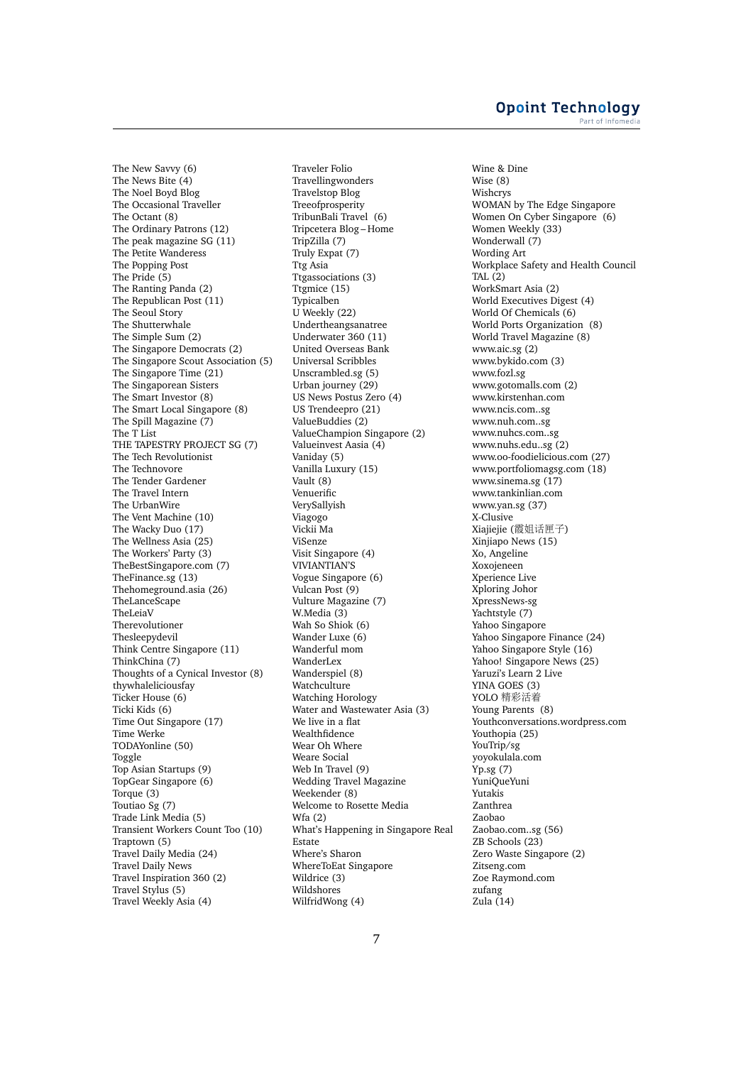The New Savvy (6)
The News Bite (4)
The Noel Boyd Blog
The Occasional Traveller
The Octant (8)
The Ordinary Patrons (12)
The peak magazine SG (11)
The Petite Wanderess
The Popping Post
The Pride (5)
The Ranting Panda (2)
The Republican Post (11)
The Seoul Story
The Shutterwhale
The Simple Sum (2)
The Singapore Democrats (2)
The Singapore Scout Association (5)
The Singapore Time (21)
The Singaporean Sisters
The Smart Investor (8)
The Smart Local Singapore (8)
The Spill Magazine (7)
The T List
THE TAPESTRY PROJECT SG (7)
The Tech Revolutionist
The Technovore
The Tender Gardener
The Travel Intern
The UrbanWire
The Vent Machine (10)
The Wacky Duo (17)
The Wellness Asia (25)
The Workers' Party (3)
TheBestSingapore.com (7)
TheFinance.sg (13)
Thehomeground.asia (26)
TheLanceScape
TheLeiaV
Therevolutioner
Thesleepydevil
Think Centre Singapore (11)
ThinkChina (7)
Thoughts of a Cynical Investor (8)
thywhaleliciousfay
Ticker House (6)
Ticki Kids (6)
Time Out Singapore (17)
Time Werke
TODAYonline (50)
Toggle
Top Asian Startups (9)
TopGear Singapore (6)
Torque (3)
Toutiao Sg (7)
Trade Link Media (5)
Transient Workers Count Too (10)
Traptown (5)
Travel Daily Media (24)
Travel Daily News
Travel Inspiration 360 (2)
Travel Stylus (5)
Travel Weekly Asia (4)
Traveler Folio
Travellingwonders
Travelstop Blog
Treeofprosperity
TribunBali Travel (6)
Tripcetera Blog – Home
TripZilla (7)
Truly Expat (7)
Ttg Asia
Ttgassociations (3)
Ttgmice (15)
Typicalben
U Weekly (22)
Undertheangsanatree
Underwater 360 (11)
United Overseas Bank
Universal Scribbles
Unscrambled.sg (5)
Urban journey (29)
US News Postus Zero (4)
US Trendeepro (21)
ValueBuddies (2)
ValueChampion Singapore (2)
Valueinvest Aasia (4)
Vaniday (5)
Vanilla Luxury (15)
Vault (8)
Venuerific
VerySallyish
Viagogo
Vickii Ma
ViSenze
Visit Singapore (4)
VIVIANTIAN'S
Vogue Singapore (6)
Vulcan Post (9)
Vulture Magazine (7)
W.Media (3)
Wah So Shiok (6)
Wander Luxe (6)
Wanderful mom
WanderLex
Wanderspiel (8)
Watchculture
Watching Horology
Water and Wastewater Asia (3)
We live in a flat
Wealthfidence
Wear Oh Where
Weare Social
Web In Travel (9)
Wedding Travel Magazine
Weekender (8)
Welcome to Rosette Media
Wfa (2)
What's Happening in Singapore Real Estate
Where's Sharon
WhereToEat Singapore
Wildrice (3)
Wildshores
WilfridWong (4)
Wine & Dine
Wise (8)
Wishcrys
WOMAN by The Edge Singapore
Women On Cyber Singapore (6)
Women Weekly (33)
Wonderwall (7)
Wording Art
Workplace Safety and Health Council TAL (2)
WorkSmart Asia (2)
World Executives Digest (4)
World Of Chemicals (6)
World Ports Organization (8)
World Travel Magazine (8)
www.aic.sg (2)
www.bykido.com (3)
www.fozl.sg
www.gotomalls.com (2)
www.kirstenhan.com
www.ncis.com..sg
www.nuh.com..sg
www.nuhcs.com..sg
www.nuhs.edu..sg (2)
www.oo-foodielicious.com (27)
www.portfoliomagsg.com (18)
www.sinema.sg (17)
www.tankinlian.com
www.yan.sg (37)
X-Clusive
Xiajiejie (霞姐话匣子)
Xinjiapo News (15)
Xo, Angeline
Xoxojeneen
Xperience Live
Xploring Johor
XpressNews-sg
Yachtstyle (7)
Yahoo Singapore
Yahoo Singapore Finance (24)
Yahoo Singapore Style (16)
Yahoo! Singapore News (25)
Yaruzi's Learn 2 Live
YINA GOES (3)
YOLO 精彩活着
Young Parents (8)
Youthconversations.wordpress.com
Youthopia (25)
YouTrip/sg
yoyokulala.com
Yp.sg (7)
YuniQueYuni
Yutakis
Zanthrea
Zaobao
Zaobao.com..sg (56)
ZB Schools (23)
Zero Waste Singapore (2)
Zitseng.com
Zoe Raymond.com
zufang
Zula (14)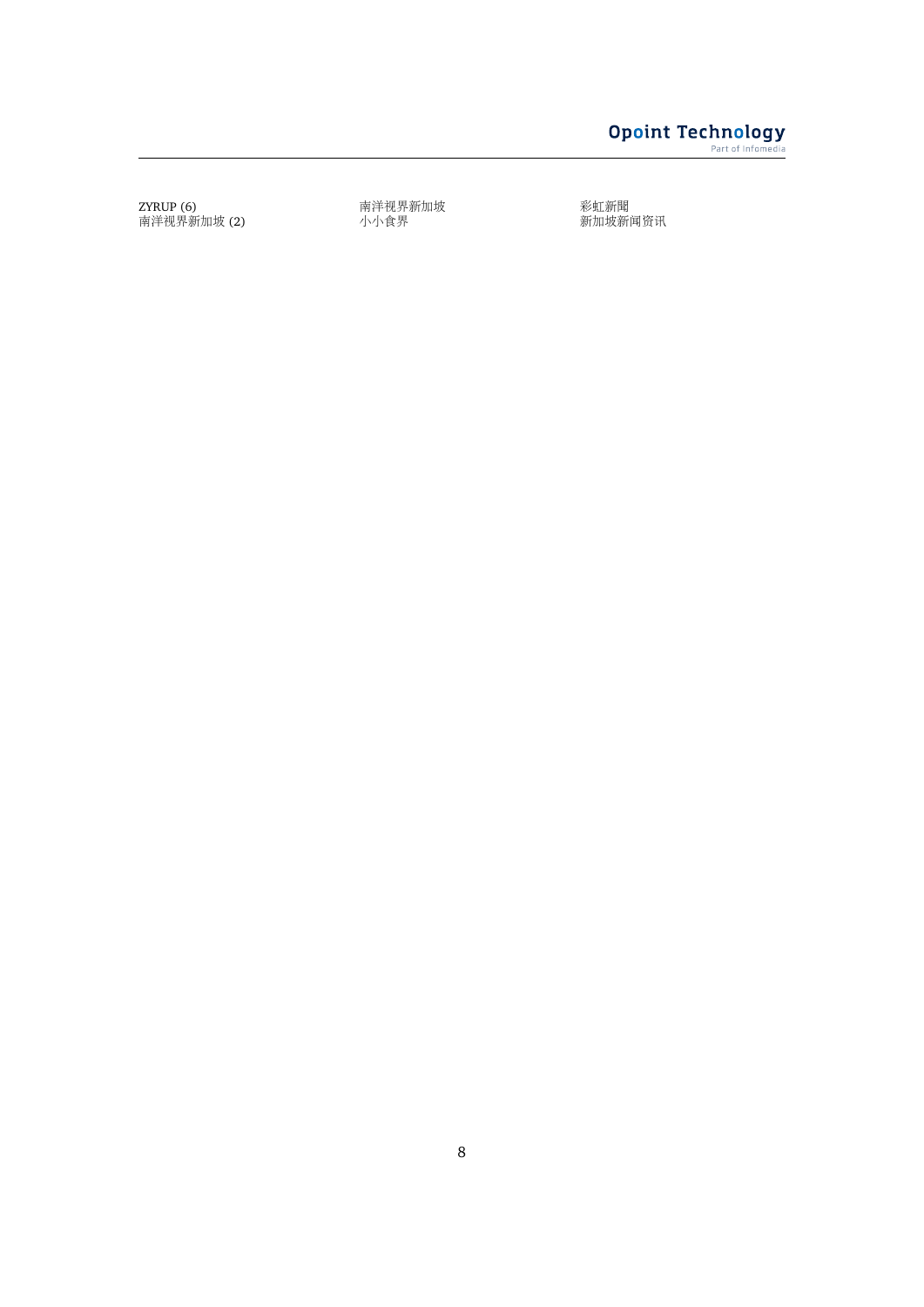ZYRUP (6)
南洋视界新加坡 (2)

南洋视界新加坡
小小食界

彩虹新聞
新加坡新闻资讯